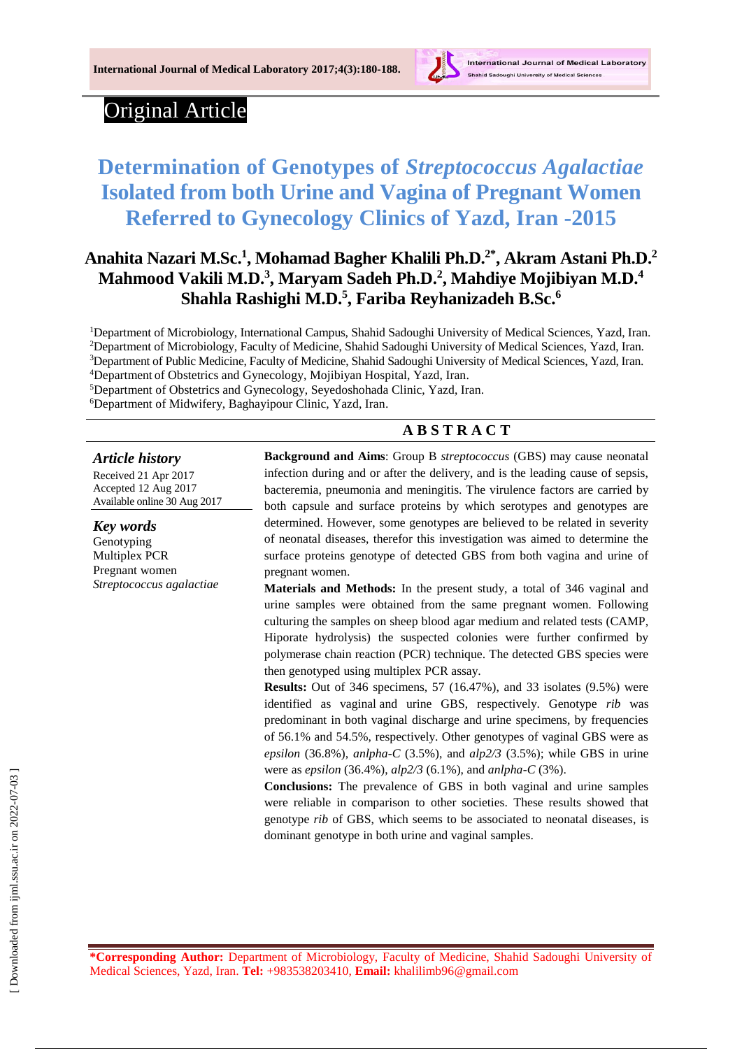# Original Article

# Determination of Genotypes of *Streptococcus Agalactiae* Isolated from both Urine and Vagina of Pregnant Women Referred to Gynecology Clinics of Yazd, Iran -2015

**Anahita Nazari M.Sc.[1], Mohamad Bagher Khalili Ph.D.[2*], Akram Astani Ph.D.[2] Mahmood Vakili M.D.[3], Maryam Sadeh Ph.D.[2], Mahdiye Mojibiyan M.D.[4] Shahla Rashighi M.D.[5], Fariba Reyhanizadeh B.Sc.[6]**

[1]Department of Microbiology, International Campus, Shahid Sadoughi University of Medical Sciences, Yazd, Iran.
[2]Department of Microbiology, Faculty of Medicine, Shahid Sadoughi University of Medical Sciences, Yazd, Iran.
[3]Department of Public Medicine, Faculty of Medicine, Shahid Sadoughi University of Medical Sciences, Yazd, Iran.
[4]Department of Obstetrics and Gynecology, Mojibiyan Hospital, Yazd, Iran.
[5]Department of Obstetrics and Gynecology, Seyedoshohada Clinic, Yazd, Iran.
[6]Department of Midwifery, Baghayipour Clinic, Yazd, Iran.

### *Article history*

Received 21 Apr 2017
Accepted 12 Aug 2017
Available online 30 Aug 2017

### *Key words*

Genotyping
Multiplex PCR
Pregnant women
*Streptococcus agalactiae*

## ABSTRACT

**Background and Aims**: Group B *streptococcus* (GBS) may cause neonatal infection during and or after the delivery, and is the leading cause of sepsis, bacteremia, pneumonia and meningitis. The virulence factors are carried by both capsule and surface proteins by which serotypes and genotypes are determined. However, some genotypes are believed to be related in severity of neonatal diseases, therefor this investigation was aimed to determine the surface proteins genotype of detected GBS from both vagina and urine of pregnant women.

**Materials and Methods:** In the present study, a total of 346 vaginal and urine samples were obtained from the same pregnant women. Following culturing the samples on sheep blood agar medium and related tests (CAMP, Hiporate hydrolysis) the suspected colonies were further confirmed by polymerase chain reaction (PCR) technique. The detected GBS species were then genotyped using multiplex PCR assay.

**Results:** Out of 346 specimens, 57 (16.47%), and 33 isolates (9.5%) were identified as vaginal and urine GBS, respectively. Genotype *rib* was predominant in both vaginal discharge and urine specimens, by frequencies of 56.1% and 54.5%, respectively. Other genotypes of vaginal GBS were as *epsilon* (36.8%), *anlpha-C* (3.5%), and *alp2/3* (3.5%); while GBS in urine were as *epsilon* (36.4%), *alp2/3* (6.1%), and *anlpha-C* (3%).

**Conclusions:** The prevalence of GBS in both vaginal and urine samples were reliable in comparison to other societies. These results showed that genotype *rib* of GBS, which seems to be associated to neonatal diseases, is dominant genotype in both urine and vaginal samples.

**\*Corresponding Author:** Department of Microbiology, Faculty of Medicine, Shahid Sadoughi University of Medical Sciences, Yazd, Iran. **Tel:** +983538203410, **Email:** khalilimb96@gmail.com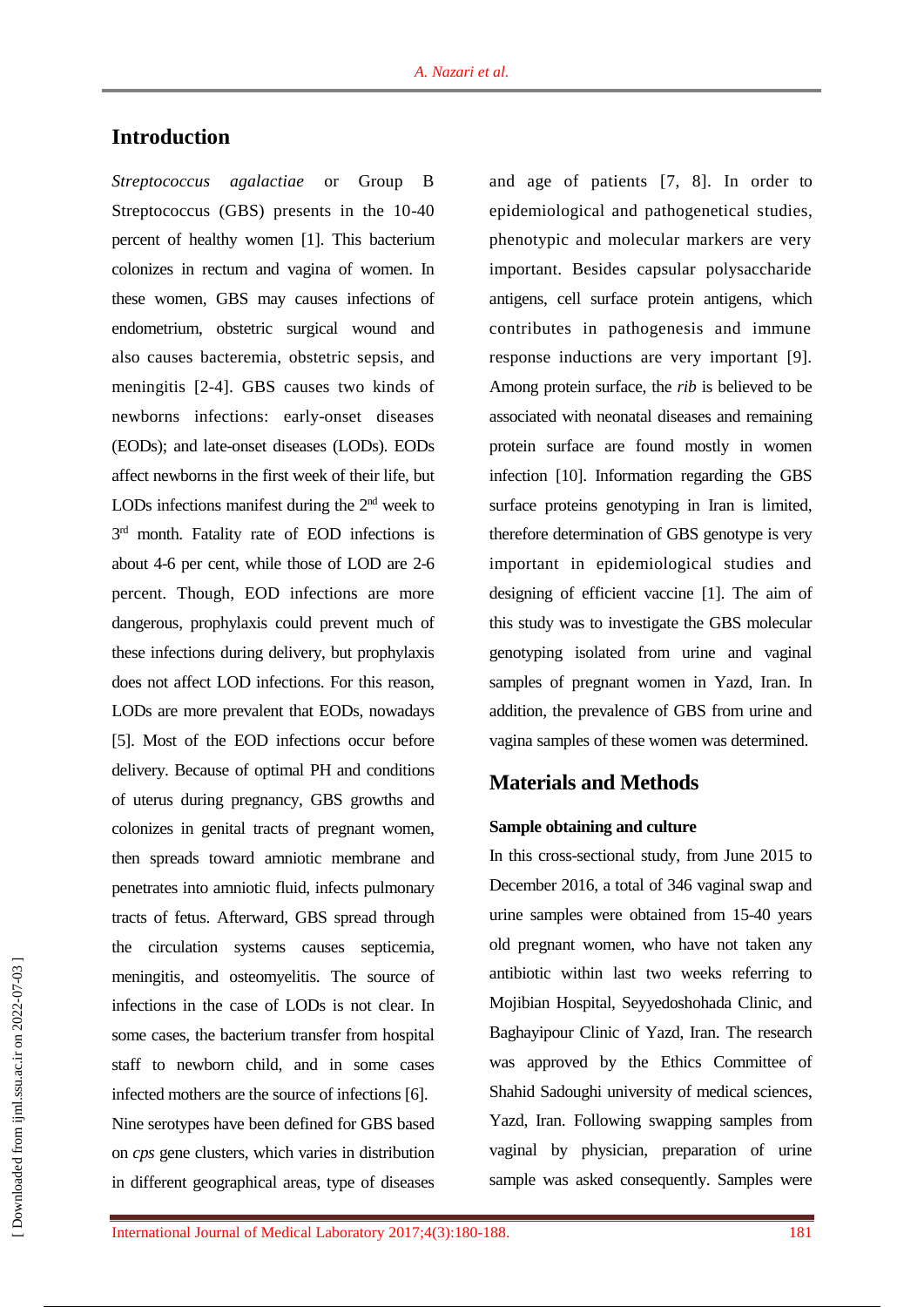## Introduction

*Streptococcus agalactiae* or Group B Streptococcus (GBS) presents in the 10-40 percent of healthy women [1]. This bacterium colonizes in rectum and vagina of women. In these women, GBS may causes infections of endometrium, obstetric surgical wound and also causes bacteremia, obstetric sepsis, and meningitis [2-4]. GBS causes two kinds of newborns infections: early-onset diseases (EODs); and late-onset diseases (LODs). EODs affect newborns in the first week of their life, but LODs infections manifest during the 2nd week to 3rd month. Fatality rate of EOD infections is about 4-6 per cent, while those of LOD are 2-6 percent. Though, EOD infections are more dangerous, prophylaxis could prevent much of these infections during delivery, but prophylaxis does not affect LOD infections. For this reason, LODs are more prevalent that EODs, nowadays [5]. Most of the EOD infections occur before delivery. Because of optimal PH and conditions of uterus during pregnancy, GBS growths and colonizes in genital tracts of pregnant women, then spreads toward amniotic membrane and penetrates into amniotic fluid, infects pulmonary tracts of fetus. Afterward, GBS spread through the circulation systems causes septicemia, meningitis, and osteomyelitis. The source of infections in the case of LODs is not clear. In some cases, the bacterium transfer from hospital staff to newborn child, and in some cases infected mothers are the source of infections [6].

Nine serotypes have been defined for GBS based on *cps* gene clusters, which varies in distribution in different geographical areas, type of diseases and age of patients [7, 8]. In order to epidemiological and pathogenetical studies, phenotypic and molecular markers are very important. Besides capsular polysaccharide antigens, cell surface protein antigens, which contributes in pathogenesis and immune response inductions are very important [9]. Among protein surface, the *rib* is believed to be associated with neonatal diseases and remaining protein surface are found mostly in women infection [10]. Information regarding the GBS surface proteins genotyping in Iran is limited, therefore determination of GBS genotype is very important in epidemiological studies and designing of efficient vaccine [1]. The aim of this study was to investigate the GBS molecular genotyping isolated from urine and vaginal samples of pregnant women in Yazd, Iran. In addition, the prevalence of GBS from urine and vagina samples of these women was determined.

## Materials and Methods

### Sample obtaining and culture

In this cross-sectional study, from June 2015 to December 2016, a total of 346 vaginal swap and urine samples were obtained from 15-40 years old pregnant women, who have not taken any antibiotic within last two weeks referring to Mojibian Hospital, Seyyedoshohada Clinic, and Baghayipour Clinic of Yazd, Iran. The research was approved by the Ethics Committee of Shahid Sadoughi university of medical sciences, Yazd, Iran. Following swapping samples from vaginal by physician, preparation of urine sample was asked consequently. Samples were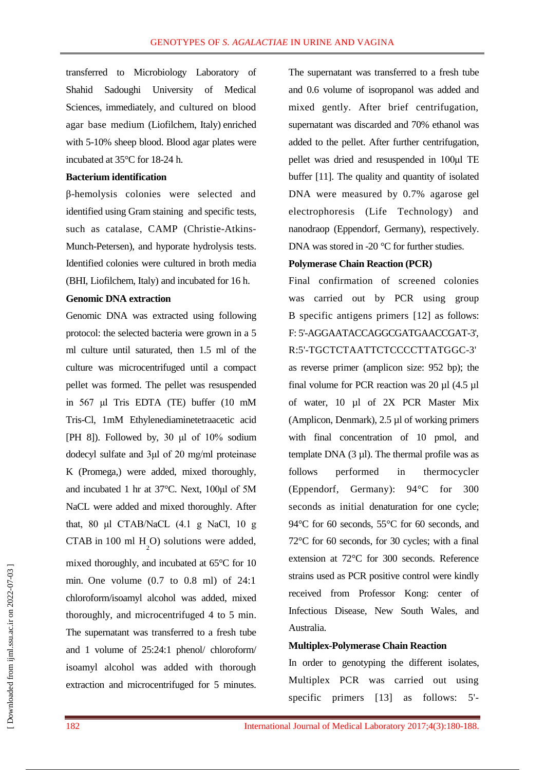transferred to Microbiology Laboratory of Shahid Sadoughi University of Medical Sciences, immediately, and cultured on blood agar base medium (Liofilchem, Italy) enriched with 5-10% sheep blood. Blood agar plates were incubated at 35°C for 18-24 h.

**Bacterium identification**

β-hemolysis colonies were selected and identified using Gram staining and specific tests, such as catalase, CAMP (Christie-Atkins-Munch-Petersen), and hyporate hydrolysis tests. Identified colonies were cultured in broth media (BHI, Liofilchem, Italy) and incubated for 16 h.

**Genomic DNA extraction**

Genomic DNA was extracted using following protocol: the selected bacteria were grown in a 5 ml culture until saturated, then 1.5 ml of the culture was microcentrifuged until a compact pellet was formed. The pellet was resuspended in 567 µl Tris EDTA (TE) buffer (10 mM Tris-Cl, 1mM Ethylenediaminetetraacetic acid [PH 8]). Followed by, 30 µl of 10% sodium dodecyl sulfate and 3µl of 20 mg/ml proteinase K (Promega,) were added, mixed thoroughly, and incubated 1 hr at 37°C. Next, 100µl of 5M NaCL were added and mixed thoroughly. After that, 80 µl CTAB/NaCL (4.1 g NaCl, 10 g CTAB in 100 ml $H_2O$) solutions were added, mixed thoroughly, and incubated at 65°C for 10 min. One volume (0.7 to 0.8 ml) of 24:1 chloroform/isoamyl alcohol was added, mixed thoroughly, and microcentrifuged 4 to 5 min. The supernatant was transferred to a fresh tube and 1 volume of 25:24:1 phenol/ chloroform/ isoamyl alcohol was added with thorough extraction and microcentrifuged for 5 minutes. The supernatant was transferred to a fresh tube and 0.6 volume of isopropanol was added and mixed gently. After brief centrifugation, supernatant was discarded and 70% ethanol was added to the pellet. After further centrifugation, pellet was dried and resuspended in 100µl TE buffer [11]. The quality and quantity of isolated DNA were measured by 0.7% agarose gel electrophoresis (Life Technology) and nanodraop (Eppendorf, Germany), respectively. DNA was stored in -20 °C for further studies.

**Polymerase Chain Reaction (PCR)**

Final confirmation of screened colonies was carried out by PCR using group B specific antigens primers [12] as follows: F: 5'-AGGAATACCAGGCGATGAACCGAT-3', R:5'-TGCTCTAATTCTCCCCTTATGGC-3' as reverse primer (amplicon size: 952 bp); the final volume for PCR reaction was 20 µl (4.5 µl of water, 10 µl of 2X PCR Master Mix (Amplicon, Denmark), 2.5 µl of working primers with final concentration of 10 pmol, and template DNA (3 µl). The thermal profile was as follows performed in thermocycler (Eppendorf, Germany): 94°C for 300 seconds as initial denaturation for one cycle; 94°C for 60 seconds, 55°C for 60 seconds, and 72°C for 60 seconds, for 30 cycles; with a final extension at 72°C for 300 seconds. Reference strains used as PCR positive control were kindly received from Professor Kong: center of Infectious Disease, New South Wales, and Australia.

**Multiplex-Polymerase Chain Reaction**

In order to genotyping the different isolates, Multiplex PCR was carried out using specific primers [13] as follows: 5'-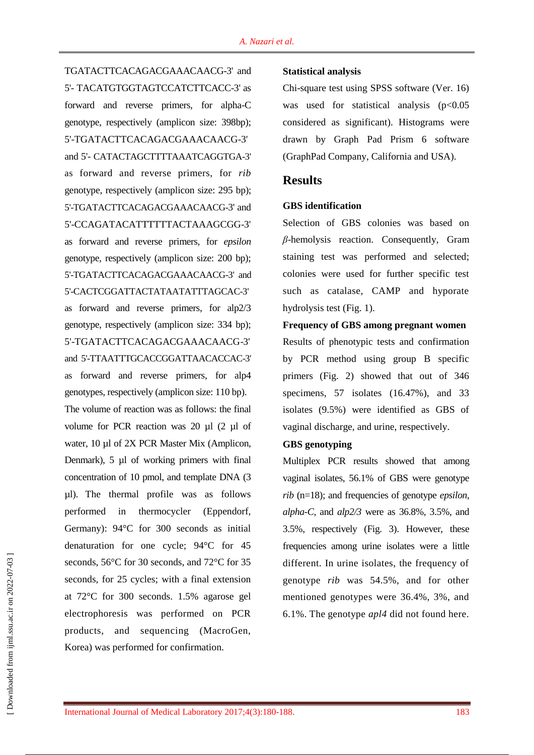TGATACTTCACAGACGAAACAACG-3' and 5'- TACATGTGGTAGTCCATCTTCACC-3' as forward and reverse primers, for alpha-C genotype, respectively (amplicon size: 398bp); 5'-TGATACTTCACAGACGAAACAACG-3' and 5'- CATACTAGCTTTTAAATCAGGTGA-3' as forward and reverse primers, for *rib* genotype, respectively (amplicon size: 295 bp); 5'-TGATACTTCACAGACGAAACAACG-3' and 5'-CCAGATACATTTTTTACTAAAGCGG-3' as forward and reverse primers, for *epsilon* genotype, respectively (amplicon size: 200 bp); 5'-TGATACTTCACAGACGAAACAACG-3' and 5'-CACTCGGATTACTATAATATTTAGCAC-3' as forward and reverse primers, for alp2/3 genotype, respectively (amplicon size: 334 bp); 5'-TGATACTTCACAGACGAAACAACG-3' and 5'-TTAATTTGCACCGGATTAACACCAC-3' as forward and reverse primers, for alp4 genotypes, respectively (amplicon size: 110 bp).

The volume of reaction was as follows: the final volume for PCR reaction was 20 µl (2 µl of water, 10 µl of 2X PCR Master Mix (Amplicon, Denmark), 5 µl of working primers with final concentration of 10 pmol, and template DNA (3 µl). The thermal profile was as follows performed in thermocycler (Eppendorf, Germany): 94°C for 300 seconds as initial denaturation for one cycle; 94°C for 45 seconds, 56°C for 30 seconds, and 72°C for 35 seconds, for 25 cycles; with a final extension at 72°C for 300 seconds. 1.5% agarose gel electrophoresis was performed on PCR products, and sequencing (MacroGen, Korea) was performed for confirmation.

### Statistical analysis

Chi-square test using SPSS software (Ver. 16) was used for statistical analysis ($p<0.05$ considered as significant). Histograms were drawn by Graph Pad Prism 6 software (GraphPad Company, California and USA).

## Results

### GBS identification

Selection of GBS colonies was based on *β*-hemolysis reaction. Consequently, Gram staining test was performed and selected; colonies were used for further specific test such as catalase, CAMP and hyporate hydrolysis test (Fig. 1).

### Frequency of GBS among pregnant women

Results of phenotypic tests and confirmation by PCR method using group B specific primers (Fig. 2) showed that out of 346 specimens, 57 isolates (16.47%), and 33 isolates (9.5%) were identified as GBS of vaginal discharge, and urine, respectively.

### GBS genotyping

Multiplex PCR results showed that among vaginal isolates, 56.1% of GBS were genotype *rib* (n=18); and frequencies of genotype *epsilon*, *alpha-C*, and *alp2/3* were as 36.8%, 3.5%, and 3.5%, respectively (Fig. 3). However, these frequencies among urine isolates were a little different. In urine isolates, the frequency of genotype *rib* was 54.5%, and for other mentioned genotypes were 36.4%, 3%, and 6.1%. The genotype *apl4* did not found here.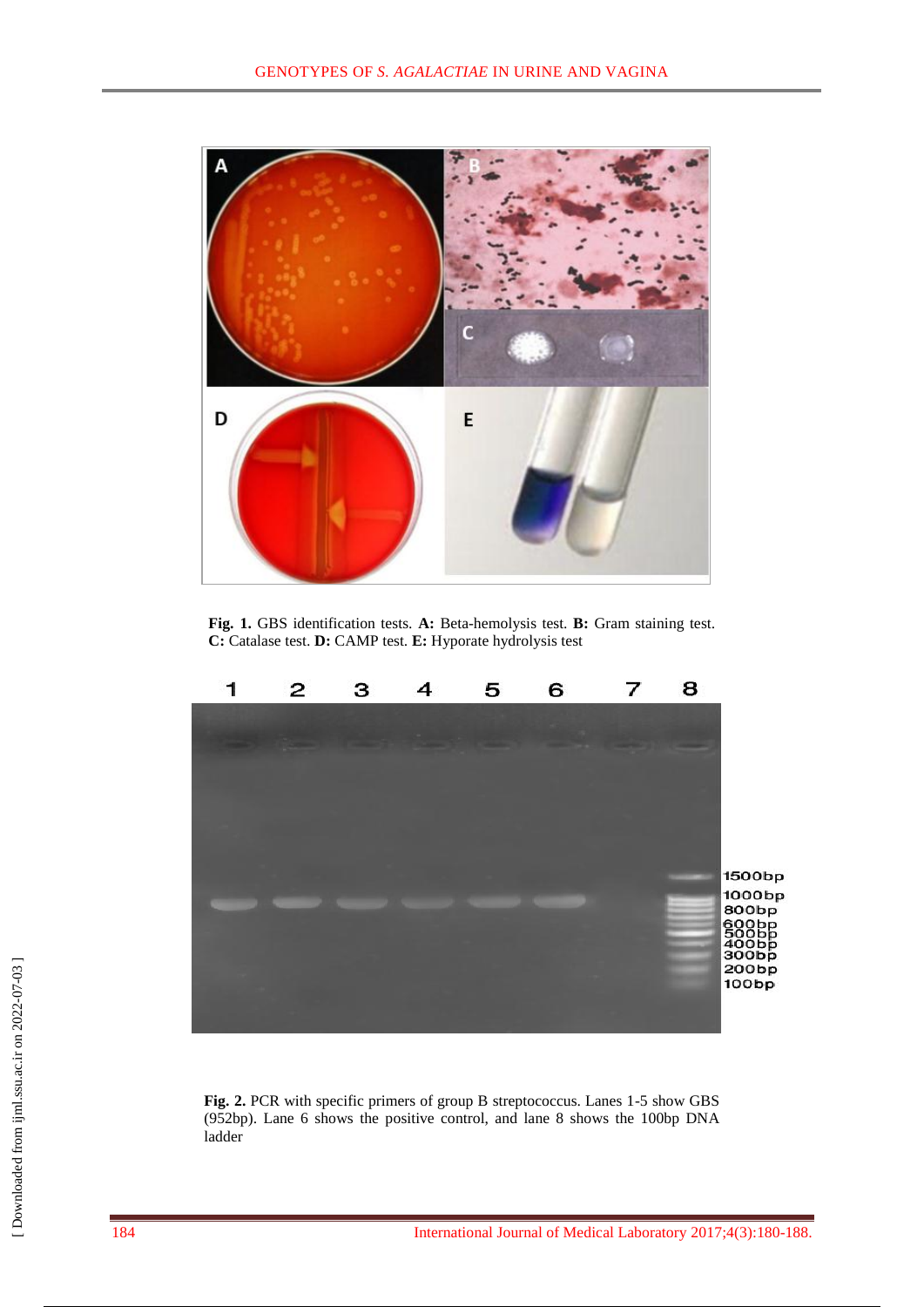**Fig. 1.** GBS identification tests. **A:** Beta-hemolysis test. **B:** Gram staining test. **C:** Catalase test. **D:** CAMP test. **E:** Hyporate hydrolysis test

**Fig. 2.** PCR with specific primers of group B streptococcus. Lanes 1-5 show GBS (952bp). Lane 6 shows the positive control, and lane 8 shows the 100bp DNA ladder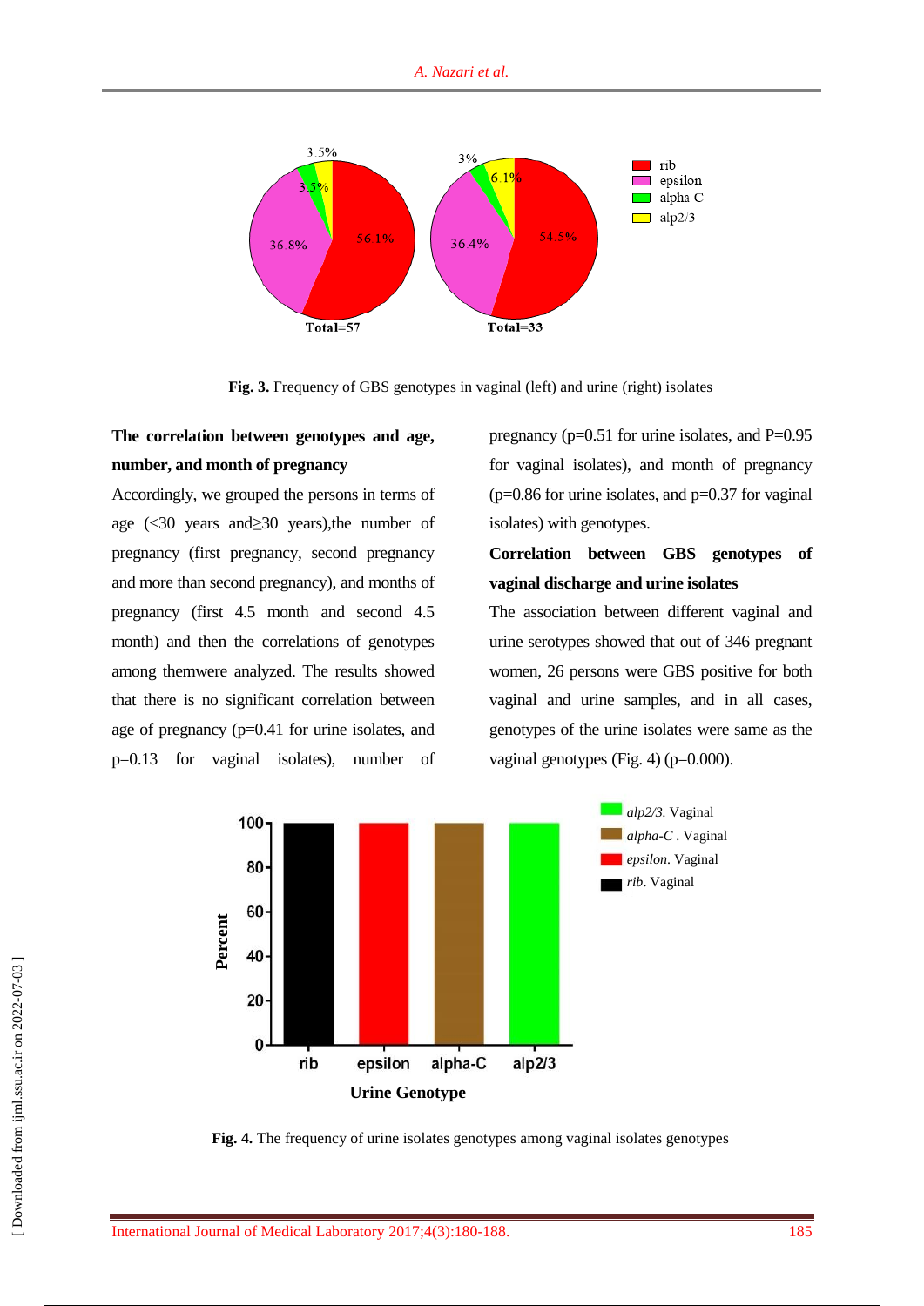Fig. 3. Frequency of GBS genotypes in vaginal (left) and urine (right) isolates

**The correlation between genotypes and age, number, and month of pregnancy**

Accordingly, we grouped the persons in terms of age (<30 years and≥30 years),the number of pregnancy (first pregnancy, second pregnancy and more than second pregnancy), and months of pregnancy (first 4.5 month and second 4.5 month) and then the correlations of genotypes among themwere analyzed. The results showed that there is no significant correlation between age of pregnancy (p=0.41 for urine isolates, and p=0.13 for vaginal isolates), number of pregnancy (p=0.51 for urine isolates, and P=0.95 for vaginal isolates), and month of pregnancy (p=0.86 for urine isolates, and p=0.37 for vaginal isolates) with genotypes.

**Correlation between GBS genotypes of vaginal discharge and urine isolates**

The association between different vaginal and urine serotypes showed that out of 346 pregnant women, 26 persons were GBS positive for both vaginal and urine samples, and in all cases, genotypes of the urine isolates were same as the vaginal genotypes (Fig. 4) (p=0.000).

Fig. 4. The frequency of urine isolates genotypes among vaginal isolates genotypes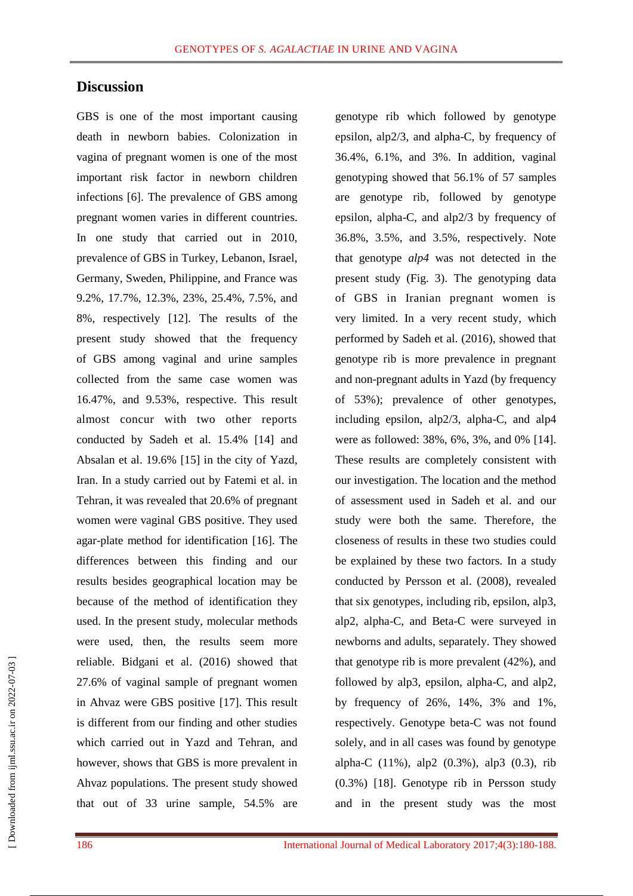## Discussion

GBS is one of the most important causing death in newborn babies. Colonization in vagina of pregnant women is one of the most important risk factor in newborn children infections [6]. The prevalence of GBS among pregnant women varies in different countries. In one study that carried out in 2010, prevalence of GBS in Turkey, Lebanon, Israel, Germany, Sweden, Philippine, and France was 9.2%, 17.7%, 12.3%, 23%, 25.4%, 7.5%, and 8%, respectively [12]. The results of the present study showed that the frequency of GBS among vaginal and urine samples collected from the same case women was 16.47%, and 9.53%, respective. This result almost concur with two other reports conducted by Sadeh et al. 15.4% [14] and Absalan et al. 19.6% [15] in the city of Yazd, Iran. In a study carried out by Fatemi et al. in Tehran, it was revealed that 20.6% of pregnant women were vaginal GBS positive. They used agar-plate method for identification [16]. The differences between this finding and our results besides geographical location may be because of the method of identification they used. In the present study, molecular methods were used, then, the results seem more reliable. Bidgani et al. (2016) showed that 27.6% of vaginal sample of pregnant women in Ahvaz were GBS positive [17]. This result is different from our finding and other studies which carried out in Yazd and Tehran, and however, shows that GBS is more prevalent in Ahvaz populations. The present study showed that out of 33 urine sample, 54.5% are genotype rib which followed by genotype epsilon, alp2/3, and alpha-C, by frequency of 36.4%, 6.1%, and 3%. In addition, vaginal genotyping showed that 56.1% of 57 samples are genotype rib, followed by genotype epsilon, alpha-C, and alp2/3 by frequency of 36.8%, 3.5%, and 3.5%, respectively. Note that genotype *alp4* was not detected in the present study (Fig. 3). The genotyping data of GBS in Iranian pregnant women is very limited. In a very recent study, which performed by Sadeh et al. (2016), showed that genotype rib is more prevalence in pregnant and non-pregnant adults in Yazd (by frequency of 53%); prevalence of other genotypes, including epsilon, alp2/3, alpha-C, and alp4 were as followed: 38%, 6%, 3%, and 0% [14]. These results are completely consistent with our investigation. The location and the method of assessment used in Sadeh et al. and our study were both the same. Therefore, the closeness of results in these two studies could be explained by these two factors. In a study conducted by Persson et al. (2008), revealed that six genotypes, including rib, epsilon, alp3, alp2, alpha-C, and Beta-C were surveyed in newborns and adults, separately. They showed that genotype rib is more prevalent (42%), and followed by alp3, epsilon, alpha-C, and alp2, by frequency of 26%, 14%, 3% and 1%, respectively. Genotype beta-C was not found solely, and in all cases was found by genotype alpha-C (11%), alp2 (0.3%), alp3 (0.3), rib (0.3%) [18]. Genotype rib in Persson study and in the present study was the most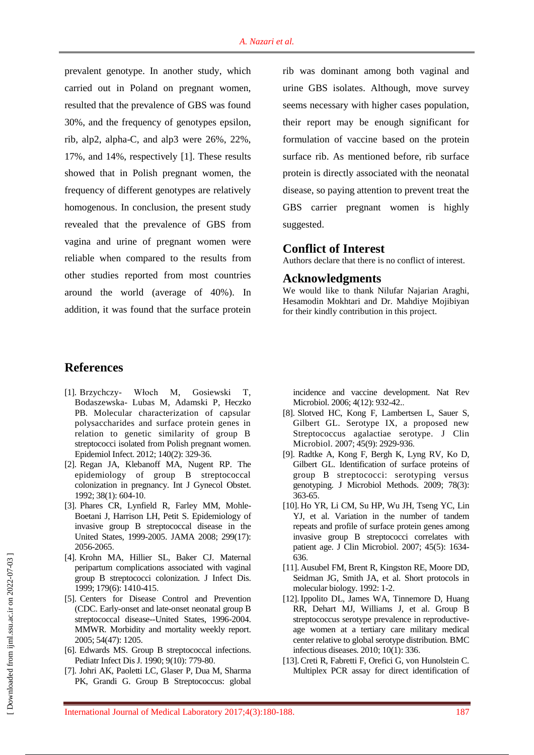prevalent genotype. In another study, which carried out in Poland on pregnant women, resulted that the prevalence of GBS was found 30%, and the frequency of genotypes epsilon, rib, alp2, alpha-C, and alp3 were 26%, 22%, 17%, and 14%, respectively [1]. These results showed that in Polish pregnant women, the frequency of different genotypes are relatively homogenous. In conclusion, the present study revealed that the prevalence of GBS from vagina and urine of pregnant women were reliable when compared to the results from other studies reported from most countries around the world (average of 40%). In addition, it was found that the surface protein rib was dominant among both vaginal and urine GBS isolates. Although, move survey seems necessary with higher cases population, their report may be enough significant for formulation of vaccine based on the protein surface rib. As mentioned before, rib surface protein is directly associated with the neonatal disease, so paying attention to prevent treat the GBS carrier pregnant women is highly suggested.

## Conflict of Interest

Authors declare that there is no conflict of interest.

## Acknowledgments

We would like to thank Nilufar Najarian Araghi, Hesamodin Mokhtari and Dr. Mahdiye Mojibiyan for their kindly contribution in this project.

## References

[1]. Brzychczy- Włoch M, Gosiewski T, Bodaszewska- Lubas M, Adamski P, Heczko PB. Molecular characterization of capsular polysaccharides and surface protein genes in relation to genetic similarity of group B streptococci isolated from Polish pregnant women. Epidemiol Infect. 2012; 140(2): 329-36.

[2]. Regan JA, Klebanoff MA, Nugent RP. The epidemiology of group B streptococcal colonization in pregnancy. Int J Gynecol Obstet. 1992; 38(1): 604-10.

[3]. Phares CR, Lynfield R, Farley MM, Mohle-Boetani J, Harrison LH, Petit S. Epidemiology of invasive group B streptococcal disease in the United States, 1999-2005. JAMA 2008; 299(17): 2056-2065.

[4]. Krohn MA, Hillier SL, Baker CJ. Maternal peripartum complications associated with vaginal group B streptococci colonization. J Infect Dis. 1999; 179(6): 1410-415.

[5]. Centers for Disease Control and Prevention (CDC. Early-onset and late-onset neonatal group B streptococcal disease--United States, 1996-2004. MMWR. Morbidity and mortality weekly report. 2005; 54(47): 1205.

[6]. Edwards MS. Group B streptococcal infections. Pediatr Infect Dis J. 1990; 9(10): 779-80.

[7]. Johri AK, Paoletti LC, Glaser P, Dua M, Sharma PK, Grandi G. Group B Streptococcus: global incidence and vaccine development. Nat Rev Microbiol. 2006; 4(12): 932-42..

[8]. Slotved HC, Kong F, Lambertsen L, Sauer S, Gilbert GL. Serotype IX, a proposed new Streptococcus agalactiae serotype. J Clin Microbiol. 2007; 45(9): 2929-936.

[9]. Radtke A, Kong F, Bergh K, Lyng RV, Ko D, Gilbert GL. Identification of surface proteins of group B streptococci: serotyping versus genotyping. J Microbiol Methods. 2009; 78(3): 363-65.

[10]. Ho YR, Li CM, Su HP, Wu JH, Tseng YC, Lin YJ, et al. Variation in the number of tandem repeats and profile of surface protein genes among invasive group B streptococci correlates with patient age. J Clin Microbiol. 2007; 45(5): 1634-636.

[11]. Ausubel FM, Brent R, Kingston RE, Moore DD, Seidman JG, Smith JA, et al. Short protocols in molecular biology. 1992: 1-2.

[12]. Ippolito DL, James WA, Tinnemore D, Huang RR, Dehart MJ, Williams J, et al. Group B streptococcus serotype prevalence in reproductive-age women at a tertiary care military medical center relative to global serotype distribution. BMC infectious diseases. 2010; 10(1): 336.

[13]. Creti R, Fabretti F, Orefici G, von Hunolstein C. Multiplex PCR assay for direct identification of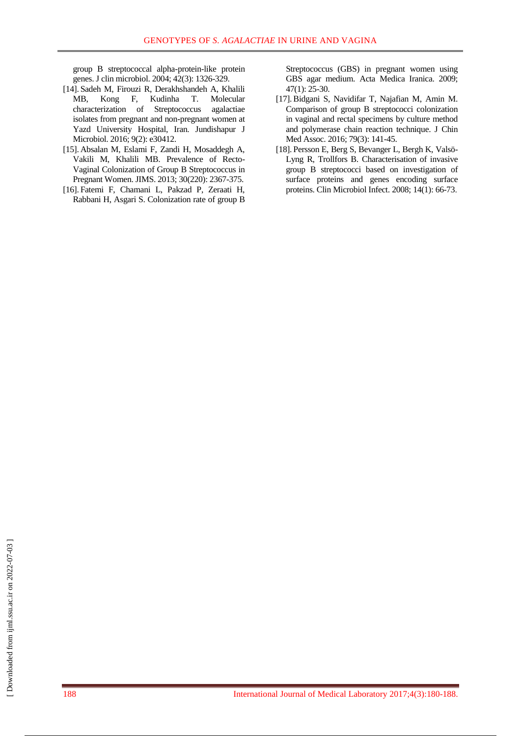group B streptococcal alpha-protein-like protein genes. J clin microbiol. 2004; 42(3): 1326-329.

[14]. Sadeh M, Firouzi R, Derakhshandeh A, Khalili MB, Kong F, Kudinha T. Molecular characterization of Streptococcus agalactiae isolates from pregnant and non-pregnant women at Yazd University Hospital, Iran. Jundishapur J Microbiol. 2016; 9(2): e30412.

[15]. Absalan M, Eslami F, Zandi H, Mosaddegh A, Vakili M, Khalili MB. Prevalence of Recto-Vaginal Colonization of Group B Streptococcus in Pregnant Women. JIMS. 2013; 30(220): 2367-375.

[16]. Fatemi F, Chamani L, Pakzad P, Zeraati H, Rabbani H, Asgari S. Colonization rate of group B Streptococcus (GBS) in pregnant women using GBS agar medium. Acta Medica Iranica. 2009; 47(1): 25-30.

[17]. Bidgani S, Navidifar T, Najafian M, Amin M. Comparison of group B streptococci colonization in vaginal and rectal specimens by culture method and polymerase chain reaction technique. J Chin Med Assoc. 2016; 79(3): 141-45.

[18]. Persson E, Berg S, Bevanger L, Bergh K, Valsö-Lyng R, Trollfors B. Characterisation of invasive group B streptococci based on investigation of surface proteins and genes encoding surface proteins. Clin Microbiol Infect. 2008; 14(1): 66-73.